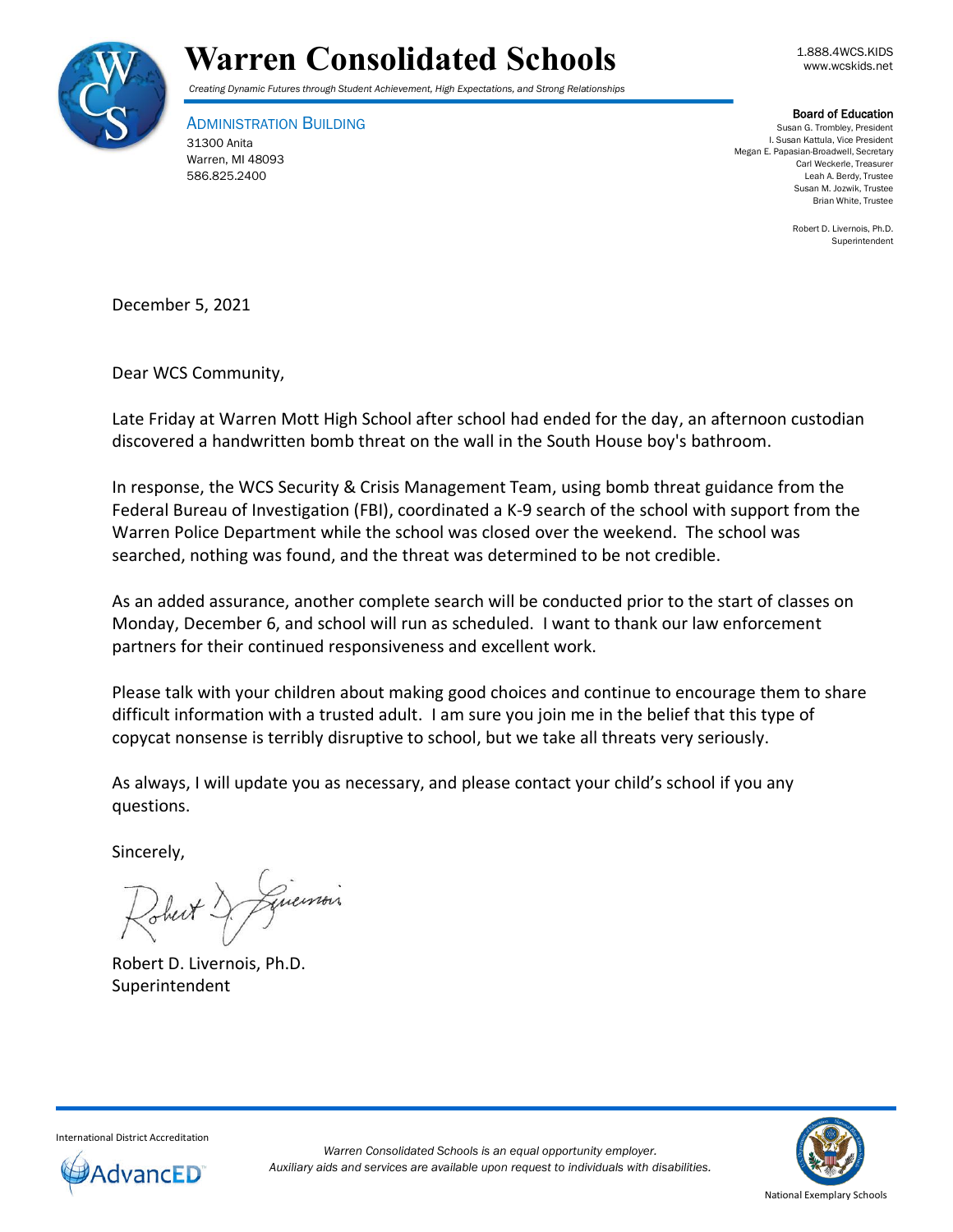# Warren Consolidated Schools

*Creating Dynamic Futures through Student Achievement, High Expectations, and Strong Relationships*

1.888.4WCS.KIDS
www.wcskids.net

ADMINISTRATION BUILDING
31300 Anita
Warren, MI 48093
586.825.2400

**Board of Education**
Susan G. Trombley, President
I. Susan Kattula, Vice President
Megan E. Papasian-Broadwell, Secretary
Carl Weckerle, Treasurer
Leah A. Berdy, Trustee
Susan M. Jozwik, Trustee
Brian White, Trustee

Robert D. Livernois, Ph.D.
Superintendent

December 5, 2021

Dear WCS Community,

Late Friday at Warren Mott High School after school had ended for the day, an afternoon custodian discovered a handwritten bomb threat on the wall in the South House boy's bathroom.

In response, the WCS Security & Crisis Management Team, using bomb threat guidance from the Federal Bureau of Investigation (FBI), coordinated a K-9 search of the school with support from the Warren Police Department while the school was closed over the weekend. The school was searched, nothing was found, and the threat was determined to be not credible.

As an added assurance, another complete search will be conducted prior to the start of classes on Monday, December 6, and school will run as scheduled. I want to thank our law enforcement partners for their continued responsiveness and excellent work.

Please talk with your children about making good choices and continue to encourage them to share difficult information with a trusted adult. I am sure you join me in the belief that this type of copycat nonsense is terribly disruptive to school, but we take all threats very seriously.

As always, I will update you as necessary, and please contact your child's school if you any questions.

Sincerely,

Robert D. Livernois, Ph.D.
Superintendent

International District Accreditation
AdvancED

*Warren Consolidated Schools is an equal opportunity employer.*
*Auxiliary aids and services are available upon request to individuals with disabilities.*

National Exemplary Schools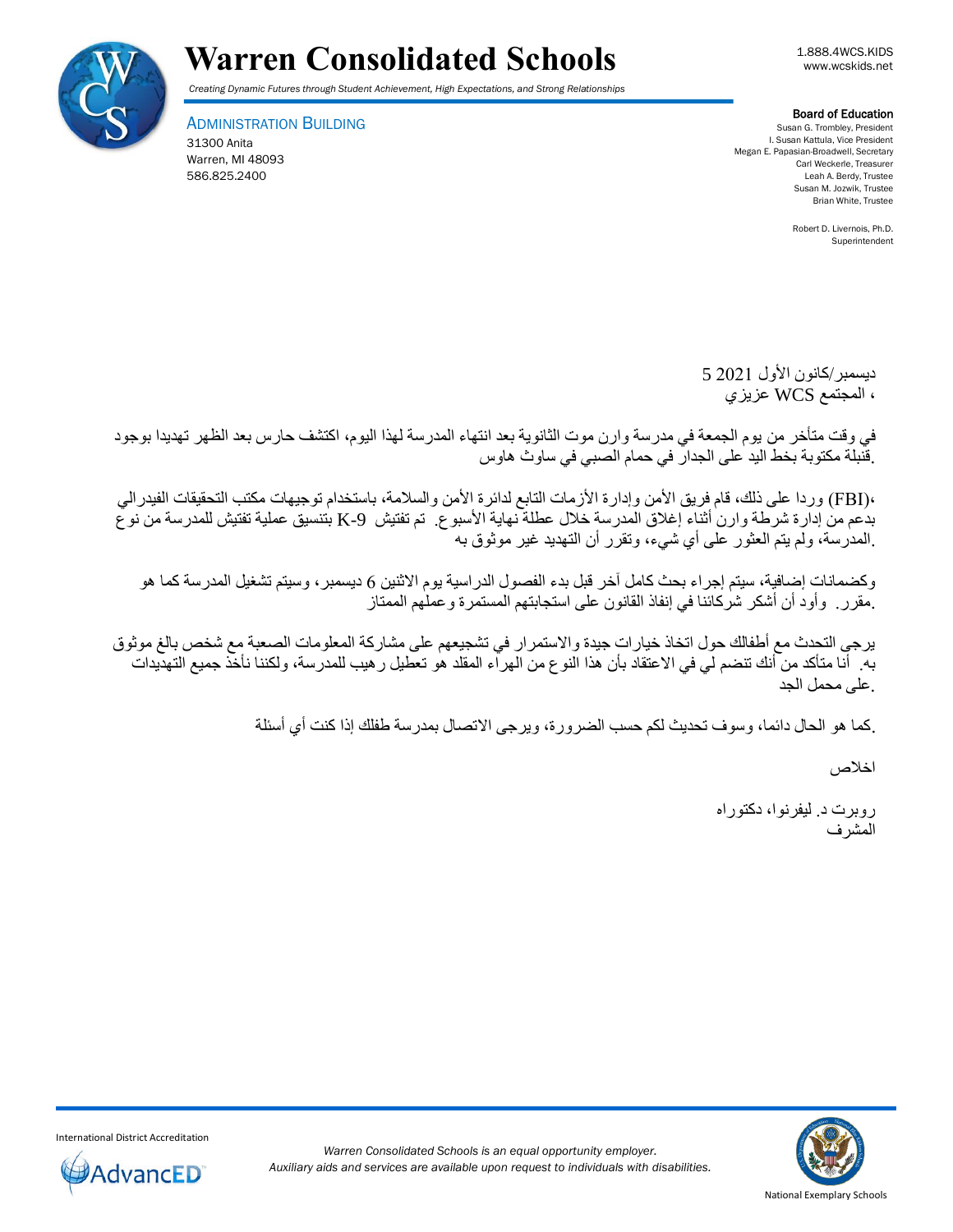# Warren Consolidated Schools

*Creating Dynamic Futures through Student Achievement, High Expectations, and Strong Relationships*

1.888.4WCS.KIDS
www.wcskids.net

ADMINISTRATION BUILDING
31300 Anita
Warren, MI 48093
586.825.2400

**Board of Education**
Susan G. Trombley, President
I. Susan Kattula, Vice President
Megan E. Papasian-Broadwell, Secretary
Carl Weckerle, Treasurer
Leah A. Berdy, Trustee
Susan M. Jozwik, Trustee
Brian White, Trustee

Robert D. Livernois, Ph.D.
Superintendent

5 ديسمبر/كانون الأول 2021

عزيزي المجتمع WCS ،

في وقت متأخر من يوم الجمعة في مدرسة وارن موت الثانوية بعد انتهاء المدرسة لهذا اليوم، اكتشف حارس بعد الظهر تهديدا بوجود قنبلة مكتوبة بخط اليد على الجدار في حمام الصبي في ساوث هاوس.

وردا على ذلك، قام فريق الأمن وإدارة الأزمات التابع لدائرة الأمن والسلامة، باستخدام توجيهات مكتب التحقيقات الفيدرالي (FBI)، بدعم من إدارة شرطة وارن أثناء إغلاق المدرسة خلال عطلة نهاية الأسبوع. تم تفتيش K-9 بتنسيق عملية تفتيش للمدرسة من نوع المدرسة، ولم يتم العثور على أي شيء، وتقرر أن التهديد غير موثوق به.

وكضمانات إضافية، سيتم إجراء بحث كامل آخر قبل بدء الفصول الدراسية يوم الاثنين 6 ديسمبر، وسيتم تشغيل المدرسة كما هو مقرر. وأود أن أشكر شركائنا في إنفاذ القانون على استجابتهم المستمرة وعملهم الممتاز.

يرجى التحدث مع أطفالك حول اتخاذ خيارات جيدة والاستمرار في تشجيعهم على مشاركة المعلومات الصعبة مع شخص بالغ موثوق به. أنا متأكد من أنك تنضم لي في الاعتقاد بأن هذا النوع من الهراء المقلد هو تعطيل رهيب للمدرسة، ولكننا نأخذ جميع التهديدات على محمل الجد.

كما هو الحال دائما، وسوف تحديث لكم حسب الضرورة، ويرجى الاتصال بمدرسة طفلك إذا كنت أي أسئلة.

اخلاص

روبرت د. ليفرنوا، دكتوراه
المشرف

International District Accreditation

AdvancED

*Warren Consolidated Schools is an equal opportunity employer.*
*Auxiliary aids and services are available upon request to individuals with disabilities.*

National Exemplary Schools